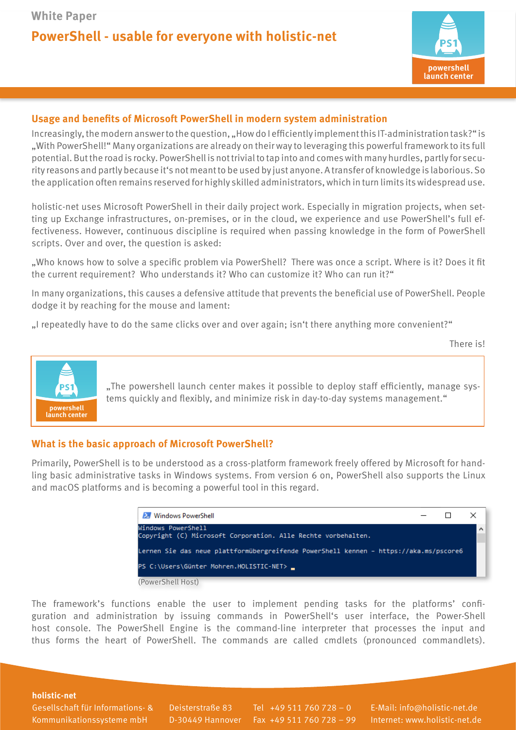White Paper

# PowerShell - usable for everyone with holistic-net

## Usage and benefits of Microsoft PowerShell in modern system administration

Increasingly, the modern answer to the question, „How do I efficiently implement this IT-administration task?" is „With PowerShell!" Many organizations are already on their way to leveraging this powerful framework to its full potential. But the road is rocky. PowerShell is not trivial to tap into and comes with many hurdles, partly for security reasons and partly because it's not meant to be used by just anyone. A transfer of knowledge is laborious. So the application often remains reserved for highly skilled administrators, which in turn limits its widespread use.

holistic-net uses Microsoft PowerShell in their daily project work. Especially in migration projects, when setting up Exchange infrastructures, on-premises, or in the cloud, we experience and use PowerShell's full effectiveness. However, continuous discipline is required when passing knowledge in the form of PowerShell scripts. Over and over, the question is asked:

„Who knows how to solve a specific problem via PowerShell? There was once a script. Where is it? Does it fit the current requirement? Who understands it? Who can customize it? Who can run it?"

In many organizations, this causes a defensive attitude that prevents the beneficial use of PowerShell. People dodge it by reaching for the mouse and lament:

„I repeatedly have to do the same clicks over and over again; isn't there anything more convenient?"

There is!

> „The powershell launch center makes it possible to deploy staff efficiently, manage systems quickly and flexibly, and minimize risk in day-to-day systems management."

## What is the basic approach of Microsoft PowerShell?

Primarily, PowerShell is to be understood as a cross-platform framework freely offered by Microsoft for handling basic administrative tasks in Windows systems. From version 6 on, PowerShell also supports the Linux and macOS platforms and is becoming a powerful tool in this regard.

```
Windows PowerShell
Copyright (C) Microsoft Corporation. Alle Rechte vorbehalten.

Lernen Sie das neue plattformübergreifende PowerShell kennen - https://aka.ms/pscore6

PS C:\Users\Günter Mohren.HOLISTIC-NET> _
```

(PowerShell Host)

The framework's functions enable the user to implement pending tasks for the platforms' configuration and administration by issuing commands in PowerShell's user interface, the Power-Shell host console. The PowerShell Engine is the command-line interpreter that processes the input and thus forms the heart of PowerShell. The commands are called cmdlets (pronounced commandlets).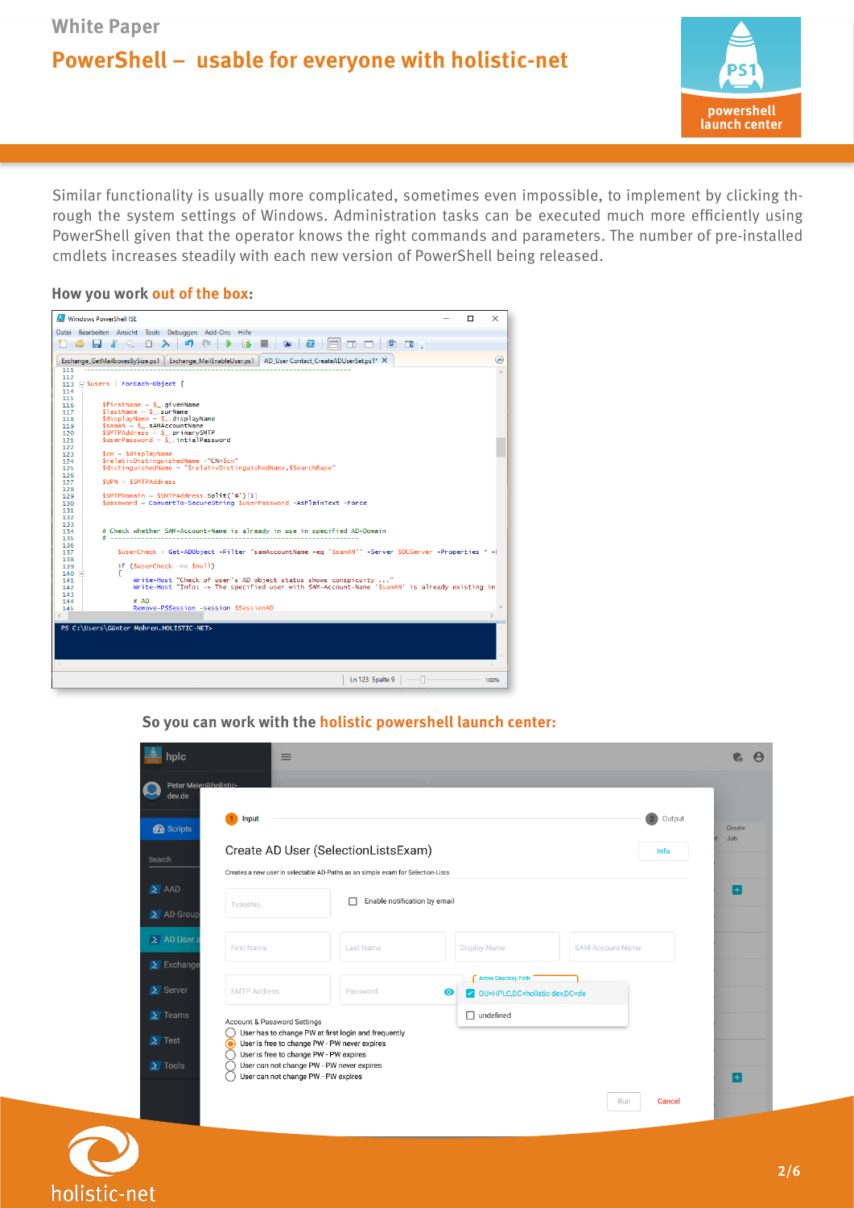Similar functionality is usually more complicated, sometimes even impossible, to implement by clicking through the system settings of Windows. Administration tasks can be executed much more efficiently using PowerShell given that the operator knows the right commands and parameters. The number of pre-installed cmdlets increases steadily with each new version of PowerShell being released.

**How you work out of the box:**

**So you can work with the holistic powershell launch center:**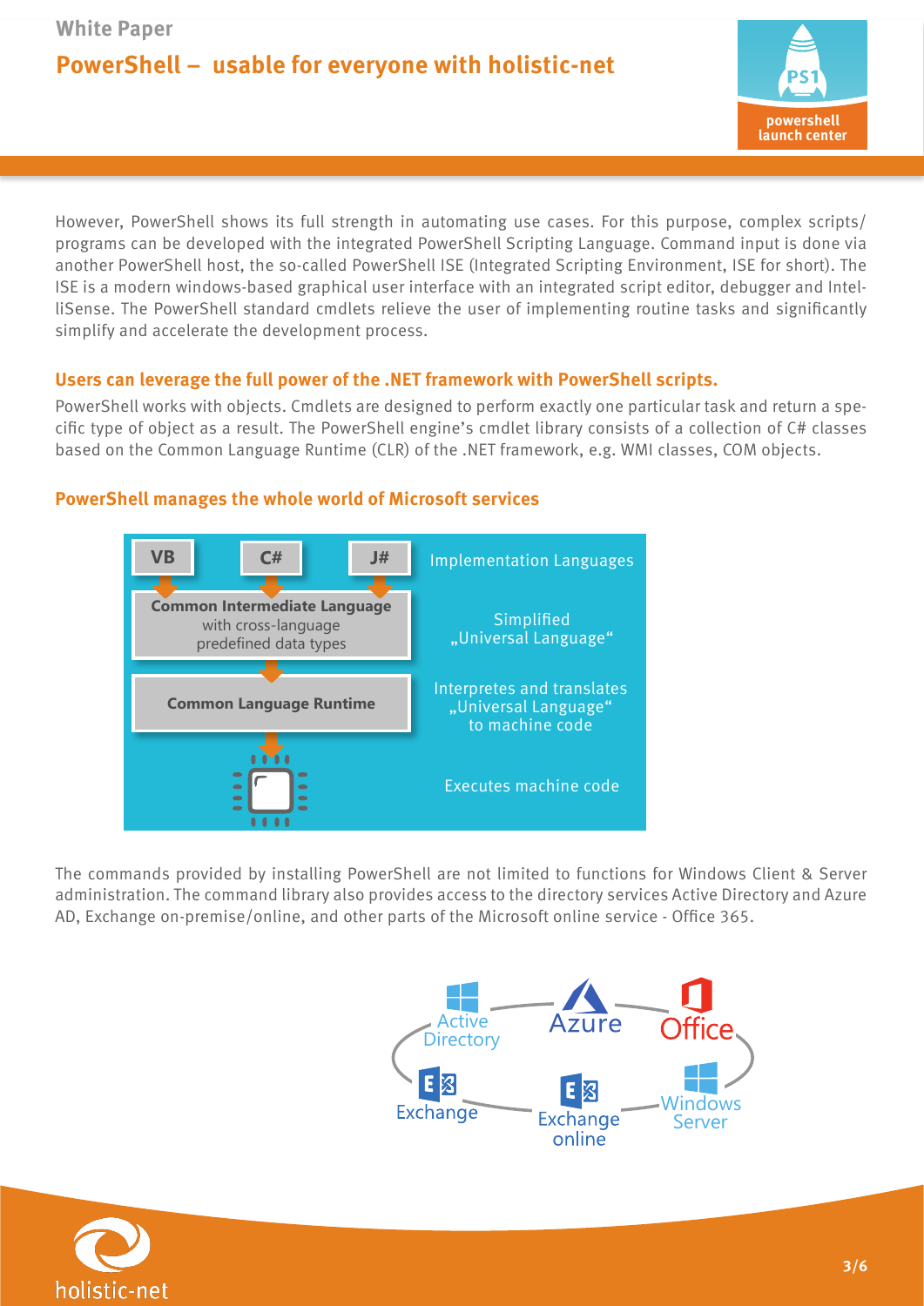However, PowerShell shows its full strength in automating use cases. For this purpose, complex scripts/programs can be developed with the integrated PowerShell Scripting Language. Command input is done via another PowerShell host, the so-called PowerShell ISE (Integrated Scripting Environment, ISE for short). The ISE is a modern windows-based graphical user interface with an integrated script editor, debugger and IntelliSense. The PowerShell standard cmdlets relieve the user of implementing routine tasks and significantly simplify and accelerate the development process.

### Users can leverage the full power of the .NET framework with PowerShell scripts.

PowerShell works with objects. Cmdlets are designed to perform exactly one particular task and return a specific type of object as a result. The PowerShell engine's cmdlet library consists of a collection of C# classes based on the Common Language Runtime (CLR) of the .NET framework, e.g. WMI classes, COM objects.

### PowerShell manages the whole world of Microsoft services

| | |
|---|---|
| VB, C#, J# | Implementation Languages |
| **Common Intermediate Language** with cross-language predefined data types | Simplified „Universal Language" |
| **Common Language Runtime** | Interpretes and translates „Universal Language" to machine code |
| (Processor) | Executes machine code |

The commands provided by installing PowerShell are not limited to functions for Windows Client & Server administration. The command library also provides access to the directory services Active Directory and Azure AD, Exchange on-premise/online, and other parts of the Microsoft online service - Office 365.

Active Directory — Azure — Office — Windows Server — Exchange online — Exchange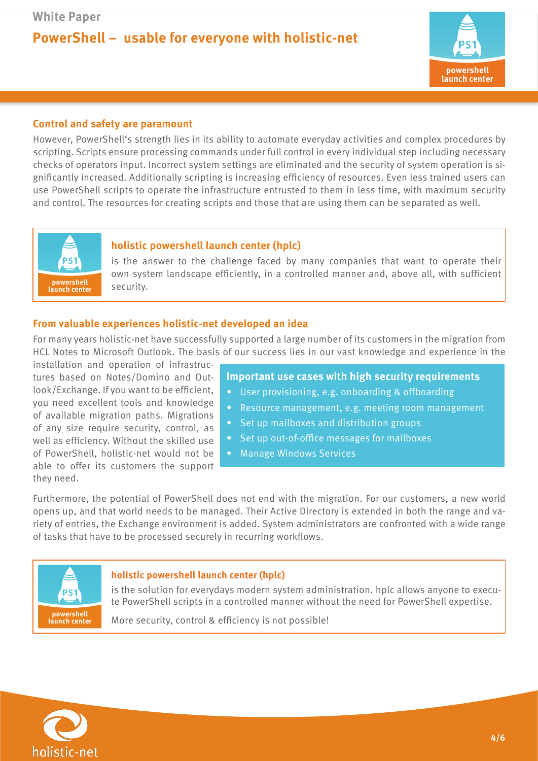## Control and safety are paramount

However, PowerShell's strength lies in its ability to automate everyday activities and complex procedures by scripting. Scripts ensure processing commands under full control in every individual step including necessary checks of operators input. Incorrect system settings are eliminated and the security of system operation is significantly increased. Additionally scripting is increasing efficiency of resources. Even less trained users can use PowerShell scripts to operate the infrastructure entrusted to them in less time, with maximum security and control. The resources for creating scripts and those that are using them can be separated as well.

**holistic powershell launch center (hplc)**

is the answer to the challenge faced by many companies that want to operate their own system landscape efficiently, in a controlled manner and, above all, with sufficient security.

## From valuable experiences holistic-net developed an idea

For many years holistic-net have successfully supported a large number of its customers in the migration from HCL Notes to Microsoft Outlook. The basis of our success lies in our vast knowledge and experience in the installation and operation of infrastructures based on Notes/Domino and Outlook/Exchange. If you want to be efficient, you need excellent tools and knowledge of available migration paths. Migrations of any size require security, control, as well as efficiency. Without the skilled use of PowerShell, holistic-net would not be able to offer its customers the support they need.

**Important use cases with high security requirements**

- User provisioning, e.g. onboarding & offboarding
- Resource management, e.g. meeting room management
- Set up mailboxes and distribution groups
- Set up out-of-office messages for mailboxes
- Manage Windows Services

Furthermore, the potential of PowerShell does not end with the migration. For our customers, a new world opens up, and that world needs to be managed. Their Active Directory is extended in both the range and variety of entries, the Exchange environment is added. System administrators are confronted with a wide range of tasks that have to be processed securely in recurring workflows.

**holistic powershell launch center (hplc)**

is the solution for everydays modern system administration. hplc allows anyone to execute PowerShell scripts in a controlled manner without the need for PowerShell expertise.

More security, control & efficiency is not possible!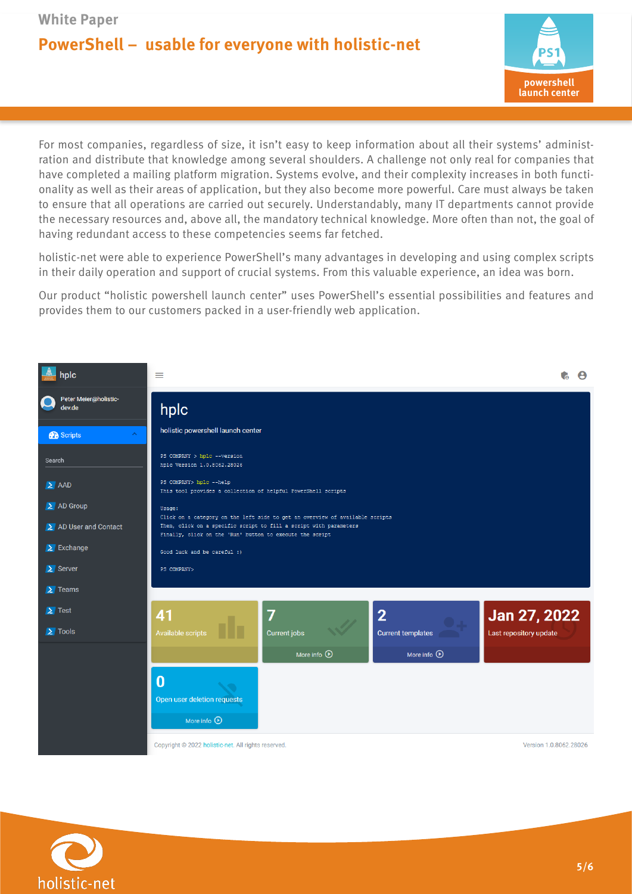For most companies, regardless of size, it isn't easy to keep information about all their systems' administration and distribute that knowledge among several shoulders. A challenge not only real for companies that have completed a mailing platform migration. Systems evolve, and their complexity increases in both functionality as well as their areas of application, but they also become more powerful. Care must always be taken to ensure that all operations are carried out securely. Understandably, many IT departments cannot provide the necessary resources and, above all, the mandatory technical knowledge. More often than not, the goal of having redundant access to these competencies seems far fetched.

holistic-net were able to experience PowerShell's many advantages in developing and using complex scripts in their daily operation and support of crucial systems. From this valuable experience, an idea was born.

Our product "holistic powershell launch center" uses PowerShell's essential possibilities and features and provides them to our customers packed in a user-friendly web application.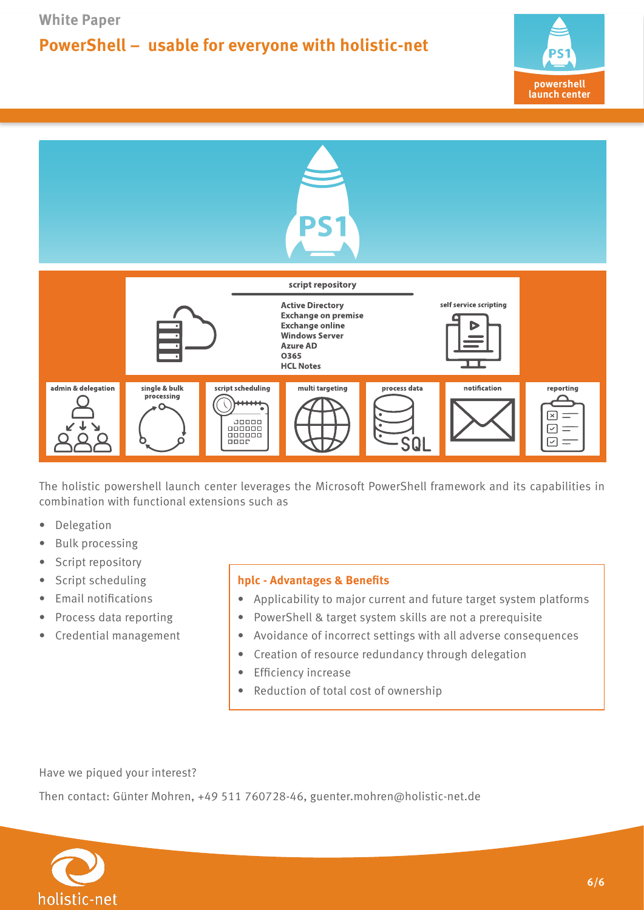The holistic powershell launch center leverages the Microsoft PowerShell framework and its capabilities in combination with functional extensions such as

- Delegation
- Bulk processing
- Script repository
- Script scheduling
- Email notifications
- Process data reporting
- Credential management

**hplc - Advantages & Benefits**

- Applicability to major current and future target system platforms
- PowerShell & target system skills are not a prerequisite
- Avoidance of incorrect settings with all adverse consequences
- Creation of resource redundancy through delegation
- Efficiency increase
- Reduction of total cost of ownership

Have we piqued your interest?

Then contact: Günter Mohren, +49 511 760728-46, guenter.mohren@holistic-net.de